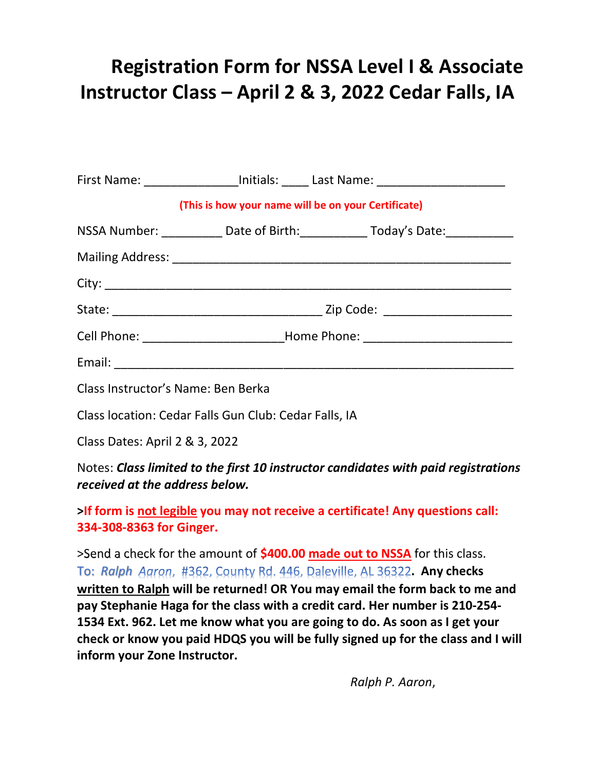# Registration Form for NSSA Level I & Associate Instructor Class – April 2 & 3, 2022 Cedar Falls, IA

First Name: ______________Initials: ____ Last Name: ___________________

**(This is how your name will be on your Certificate)**

NSSA Number: _________ Date of Birth:__________ Today's Date:__________

Mailing Address: ____________________________________________________

City: ______________________________________________________________

State: ________________________________ Zip Code: ___________________

Cell Phone: ______________________Home Phone: ______________________

Email: _____________________________________________________________

Class Instructor's Name: Ben Berka

Class location: Cedar Falls Gun Club: Cedar Falls, IA

Class Dates: April 2 & 3, 2022

Notes: ***Class limited to the first 10 instructor candidates with paid registrations received at the address below.***

**>If form is not legible you may not receive a certificate! Any questions call: 334-308-8363 for Ginger.**

>Send a check for the amount of **$400.00** **made out to NSSA** for this class. To: *Ralph Aaron*, #362, County Rd. 446, Daleville, AL 36322. **Any checks written to Ralph will be returned! OR You may email the form back to me and pay Stephanie Haga for the class with a credit card. Her number is 210-254-1534 Ext. 962. Let me know what you are going to do. As soon as I get your check or know you paid HDQS you will be fully signed up for the class and I will inform your Zone Instructor.**

*Ralph P. Aaron*,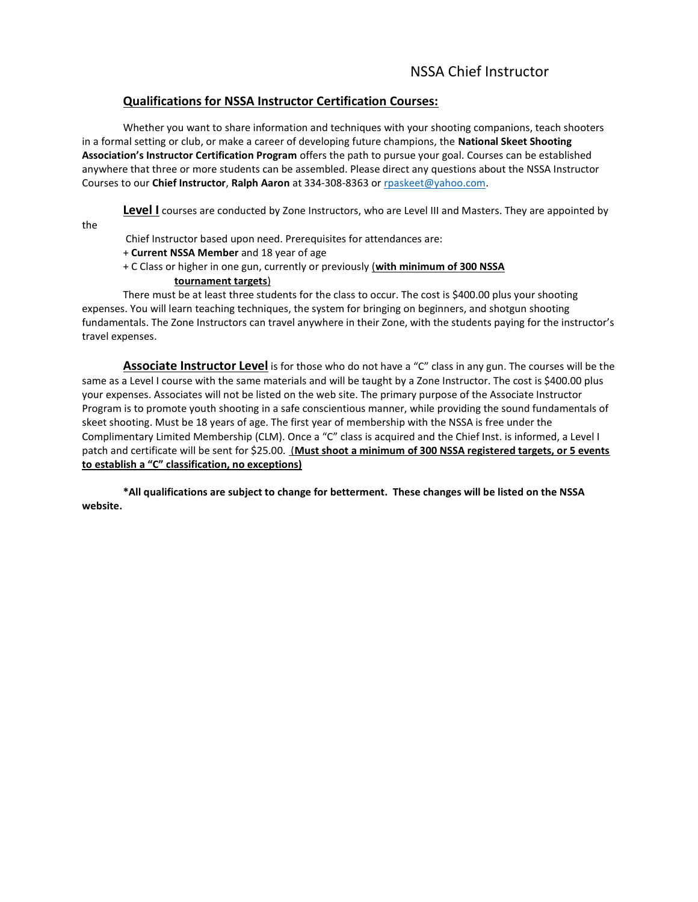NSSA Chief Instructor

## Qualifications for NSSA Instructor Certification Courses:

Whether you want to share information and techniques with your shooting companions, teach shooters in a formal setting or club, or make a career of developing future champions, the **National Skeet Shooting Association's Instructor Certification Program** offers the path to pursue your goal. Courses can be established anywhere that three or more students can be assembled. Please direct any questions about the NSSA Instructor Courses to our **Chief Instructor**, **Ralph Aaron** at 334-308-8363 or rpaskeet@yahoo.com.

**Level I** courses are conducted by Zone Instructors, who are Level III and Masters. They are appointed by the Chief Instructor based upon need. Prerequisites for attendances are:

+ **Current NSSA Member** and 18 year of age
+ C Class or higher in one gun, currently or previously (**with minimum of 300 NSSA tournament targets**)

There must be at least three students for the class to occur. The cost is $400.00 plus your shooting expenses. You will learn teaching techniques, the system for bringing on beginners, and shotgun shooting fundamentals. The Zone Instructors can travel anywhere in their Zone, with the students paying for the instructor's travel expenses.

**Associate Instructor Level** is for those who do not have a "C" class in any gun. The courses will be the same as a Level I course with the same materials and will be taught by a Zone Instructor. The cost is $400.00 plus your expenses. Associates will not be listed on the web site. The primary purpose of the Associate Instructor Program is to promote youth shooting in a safe conscientious manner, while providing the sound fundamentals of skeet shooting. Must be 18 years of age. The first year of membership with the NSSA is free under the Complimentary Limited Membership (CLM). Once a "C" class is acquired and the Chief Inst. is informed, a Level I patch and certificate will be sent for $25.00. (**Must shoot a minimum of 300 NSSA registered targets, or 5 events to establish a "C" classification, no exceptions)**

***All qualifications are subject to change for betterment. These changes will be listed on the NSSA website.**